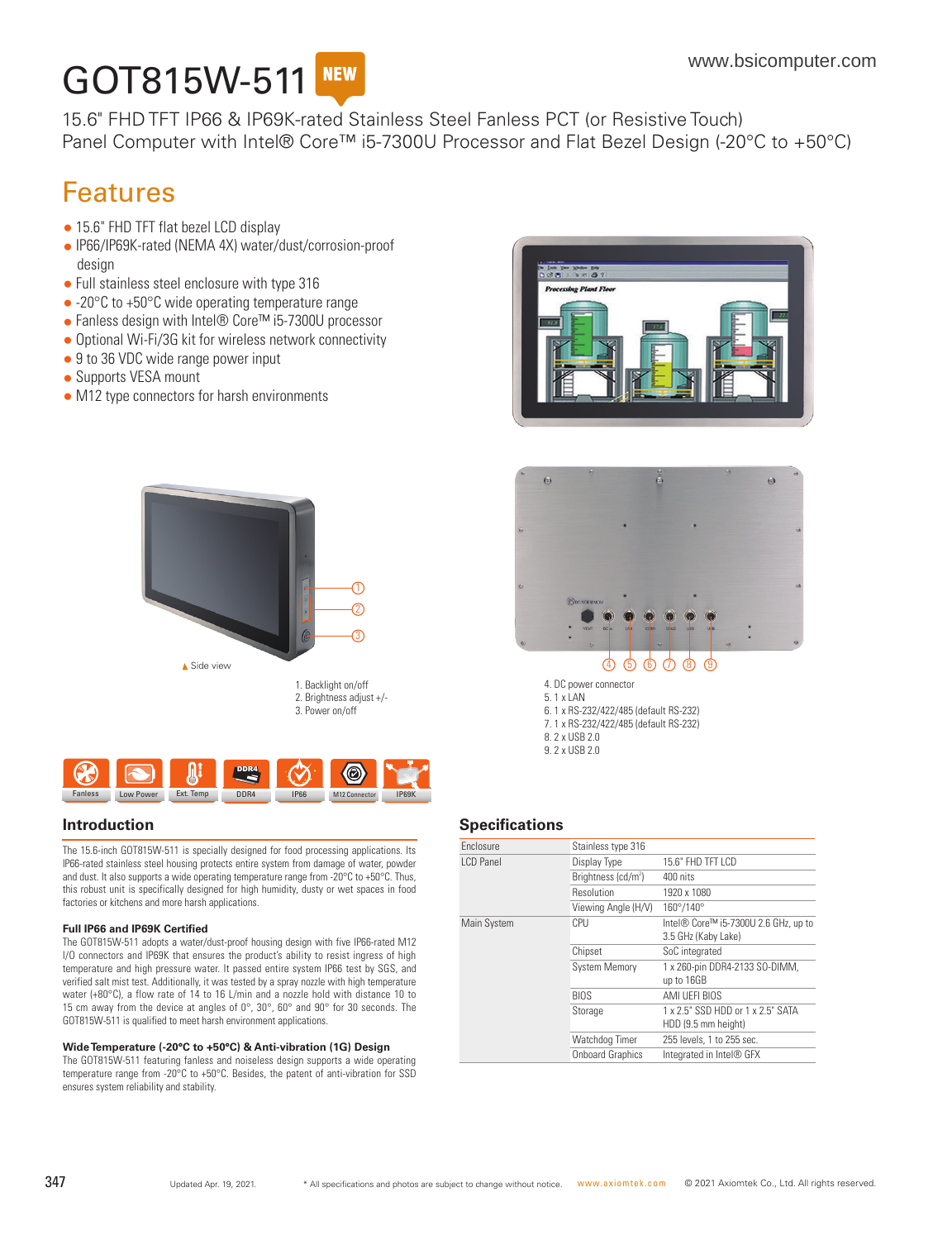# GOT815W-511 NEW

15.6" FHD TFT IP66 & IP69K-rated Stainless Steel Fanless PCT (or Resistive Touch) Panel Computer with Intel® Core™ i5-7300U Processor and Flat Bezel Design (-20°C to +50°C)

## Features

- 15.6" FHD TFT flat bezel LCD display
- IP66/IP69K-rated (NEMA 4X) water/dust/corrosion-proof design
- Full stainless steel enclosure with type 316
- -20°C to +50°C wide operating temperature range
- Fanless design with Intel® Core™ i5-7300U processor
- Optional Wi-Fi/3G kit for wireless network connectivity
- 9 to 36 VDC wide range power input
- Supports VESA mount
- M12 type connectors for harsh environments

▲ Side view

1. Backlight on/off
2. Brightness adjust +/-
3. Power on/off

4. DC power connector
5. 1 x LAN
6. 1 x RS-232/422/485 (default RS-232)
7. 1 x RS-232/422/485 (default RS-232)
8. 2 x USB 2.0
9. 2 x USB 2.0

Fanless | Low Power | Ext. Temp | DDR4 | IP66 | M12 Connector | IP69K

## Introduction

The 15.6-inch GOT815W-511 is specially designed for food processing applications. Its IP66-rated stainless steel housing protects entire system from damage of water, powder and dust. It also supports a wide operating temperature range from -20°C to +50°C. Thus, this robust unit is specifically designed for high humidity, dusty or wet spaces in food factories or kitchens and more harsh applications.

**Full IP66 and IP69K Certified**

The GOT815W-511 adopts a water/dust-proof housing design with five IP66-rated M12 I/O connectors and IP69K that ensures the product's ability to resist ingress of high temperature and high pressure water. It passed entire system IP66 test by SGS, and verified salt mist test. Additionally, it was tested by a spray nozzle with high temperature water (+80°C), a flow rate of 14 to 16 L/min and a nozzle hold with distance 10 to 15 cm away from the device at angles of 0°, 30°, 60° and 90° for 30 seconds. The GOT815W-511 is qualified to meet harsh environment applications.

**Wide Temperature (-20°C to +50°C) & Anti-vibration (1G) Design**

The GOT815W-511 featuring fanless and noiseless design supports a wide operating temperature range from -20°C to +50°C. Besides, the patent of anti-vibration for SSD ensures system reliability and stability.

## Specifications

| | | |
|---|---|---|
| Enclosure | Stainless type 316 | |
| LCD Panel | Display Type | 15.6" FHD TFT LCD |
| | Brightness (cd/m²) | 400 nits |
| | Resolution | 1920 x 1080 |
| | Viewing Angle (H/V) | 160°/140° |
| Main System | CPU | Intel® Core™ i5-7300U 2.6 GHz, up to 3.5 GHz (Kaby Lake) |
| | Chipset | SoC integrated |
| | System Memory | 1 x 260-pin DDR4-2133 SO-DIMM, up to 16GB |
| | BIOS | AMI UEFI BIOS |
| | Storage | 1 x 2.5" SSD HDD or 1 x 2.5" SATA HDD (9.5 mm height) |
| | Watchdog Timer | 255 levels, 1 to 255 sec. |
| | Onboard Graphics | Integrated in Intel® GFX |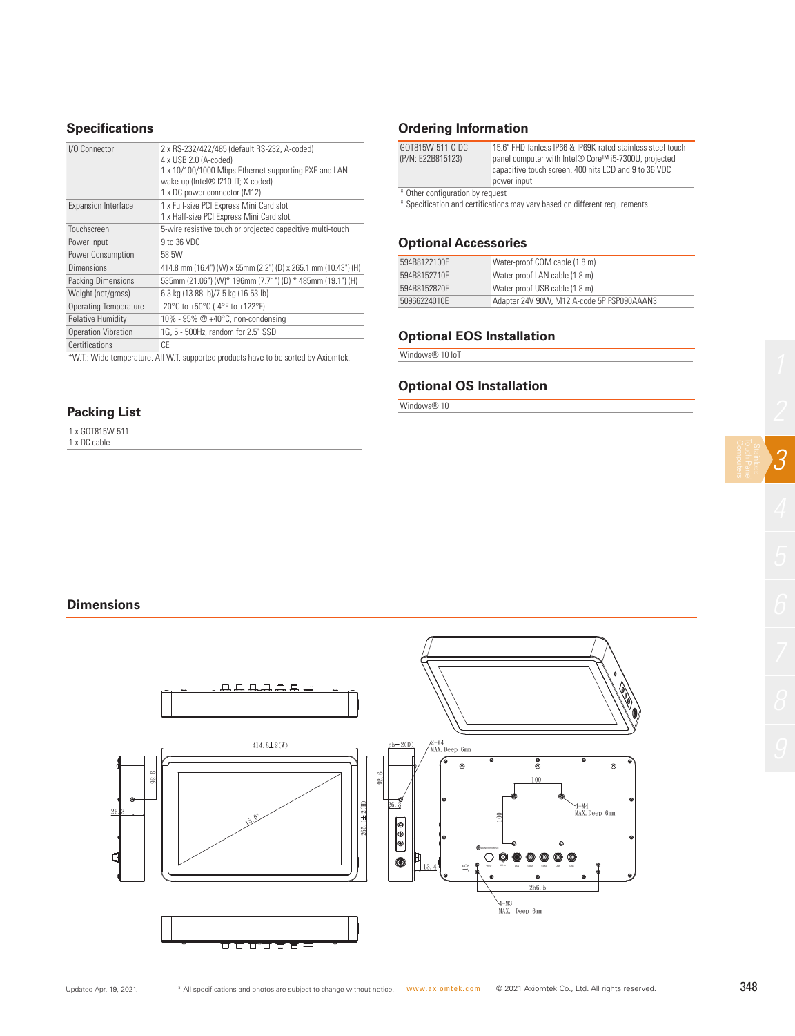## Specifications

| | |
|---|---|
| I/O Connector | 2 x RS-232/422/485 (default RS-232, A-coded)<br>4 x USB 2.0 (A-coded)<br>1 x 10/100/1000 Mbps Ethernet supporting PXE and LAN wake-up (Intel® I210-IT; X-coded)<br>1 x DC power connector (M12) |
| Expansion Interface | 1 x Full-size PCI Express Mini Card slot<br>1 x Half-size PCI Express Mini Card slot |
| Touchscreen | 5-wire resistive touch or projected capacitive multi-touch |
| Power Input | 9 to 36 VDC |
| Power Consumption | 58.5W |
| Dimensions | 414.8 mm (16.4") (W) x 55mm (2.2") (D) x 265.1 mm (10.43") (H) |
| Packing Dimensions | 535mm (21.06") (W)* 196mm (7.71") (D) * 485mm (19.1") (H) |
| Weight (net/gross) | 6.3 kg (13.88 lb)/7.5 kg (16.53 lb) |
| Operating Temperature | -20°C to +50°C (-4°F to +122°F) |
| Relative Humidity | 10% - 95% @ +40°C, non-condensing |
| Operation Vibration | 1G, 5 - 500Hz, random for 2.5" SSD |
| Certifications | CE |

*W.T.: Wide temperature. All W.T. supported products have to be sorted by Axiomtek.

## Packing List

1 x GOT815W-511
1 x DC cable

## Ordering Information

| | |
|---|---|
| GOT815W-511-C-DC (P/N: E22B815123) | 15.6" FHD fanless IP66 & IP69K-rated stainless steel touch panel computer with Intel® Core™ i5-7300U, projected capacitive touch screen, 400 nits LCD and 9 to 36 VDC power input |

* Other configuration by request
* Specification and certifications may vary based on different requirements

## Optional Accessories

| | |
|---|---|
| 594B8122100E | Water-proof COM cable (1.8 m) |
| 594B8152710E | Water-proof LAN cable (1.8 m) |
| 594B8152820E | Water-proof USB cable (1.8 m) |
| 50966224010E | Adapter 24V 90W, M12 A-code 5P FSP090AAAN3 |

## Optional EOS Installation

Windows® 10 IoT

## Optional OS Installation

Windows® 10

## Dimensions

414.8±2(W)
55±2(D)
265.1±2(H)
92.6
26.3
15.6"
13.4
2-M4
MAX. Deep 6mm
4-M4
MAX. Deep 6mm
4-M3
MAX. Deep 6mm
100
100
256.5